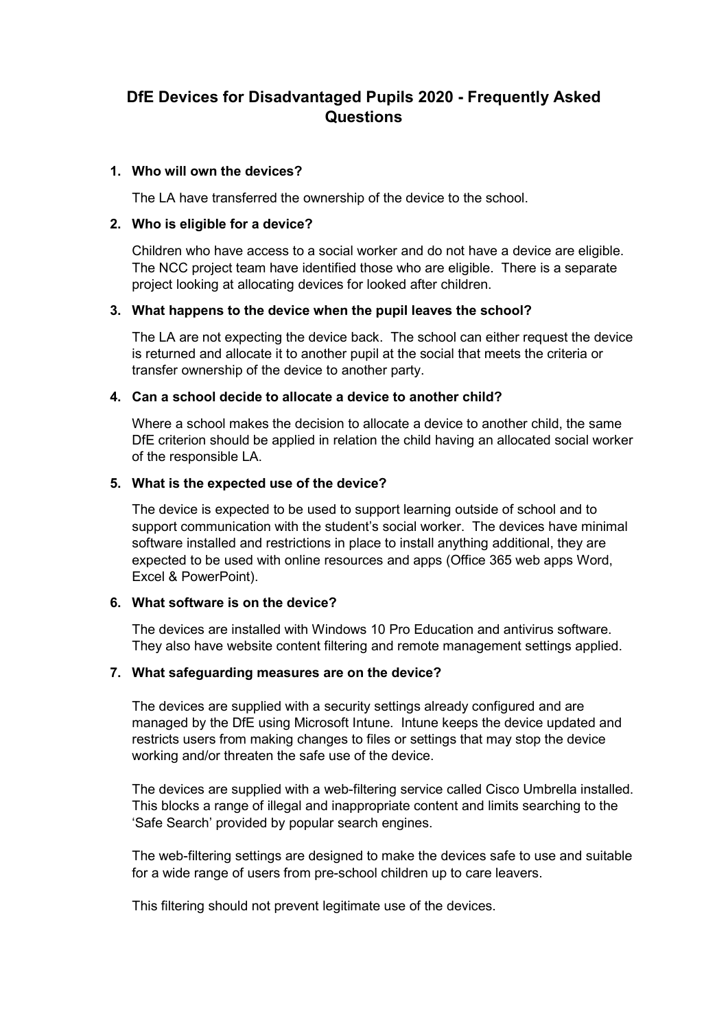# DfE Devices for Disadvantaged Pupils 2020 - Frequently Asked Questions

1. **Who will own the devices?**

   The LA have transferred the ownership of the device to the school.

2. **Who is eligible for a device?**

   Children who have access to a social worker and do not have a device are eligible. The NCC project team have identified those who are eligible. There is a separate project looking at allocating devices for looked after children.

3. **What happens to the device when the pupil leaves the school?**

   The LA are not expecting the device back. The school can either request the device is returned and allocate it to another pupil at the social that meets the criteria or transfer ownership of the device to another party.

4. **Can a school decide to allocate a device to another child?**

   Where a school makes the decision to allocate a device to another child, the same DfE criterion should be applied in relation the child having an allocated social worker of the responsible LA.

5. **What is the expected use of the device?**

   The device is expected to be used to support learning outside of school and to support communication with the student's social worker. The devices have minimal software installed and restrictions in place to install anything additional, they are expected to be used with online resources and apps (Office 365 web apps Word, Excel & PowerPoint).

6. **What software is on the device?**

   The devices are installed with Windows 10 Pro Education and antivirus software. They also have website content filtering and remote management settings applied.

7. **What safeguarding measures are on the device?**

   The devices are supplied with a security settings already configured and are managed by the DfE using Microsoft Intune. Intune keeps the device updated and restricts users from making changes to files or settings that may stop the device working and/or threaten the safe use of the device.

   The devices are supplied with a web-filtering service called Cisco Umbrella installed. This blocks a range of illegal and inappropriate content and limits searching to the 'Safe Search' provided by popular search engines.

   The web-filtering settings are designed to make the devices safe to use and suitable for a wide range of users from pre-school children up to care leavers.

   This filtering should not prevent legitimate use of the devices.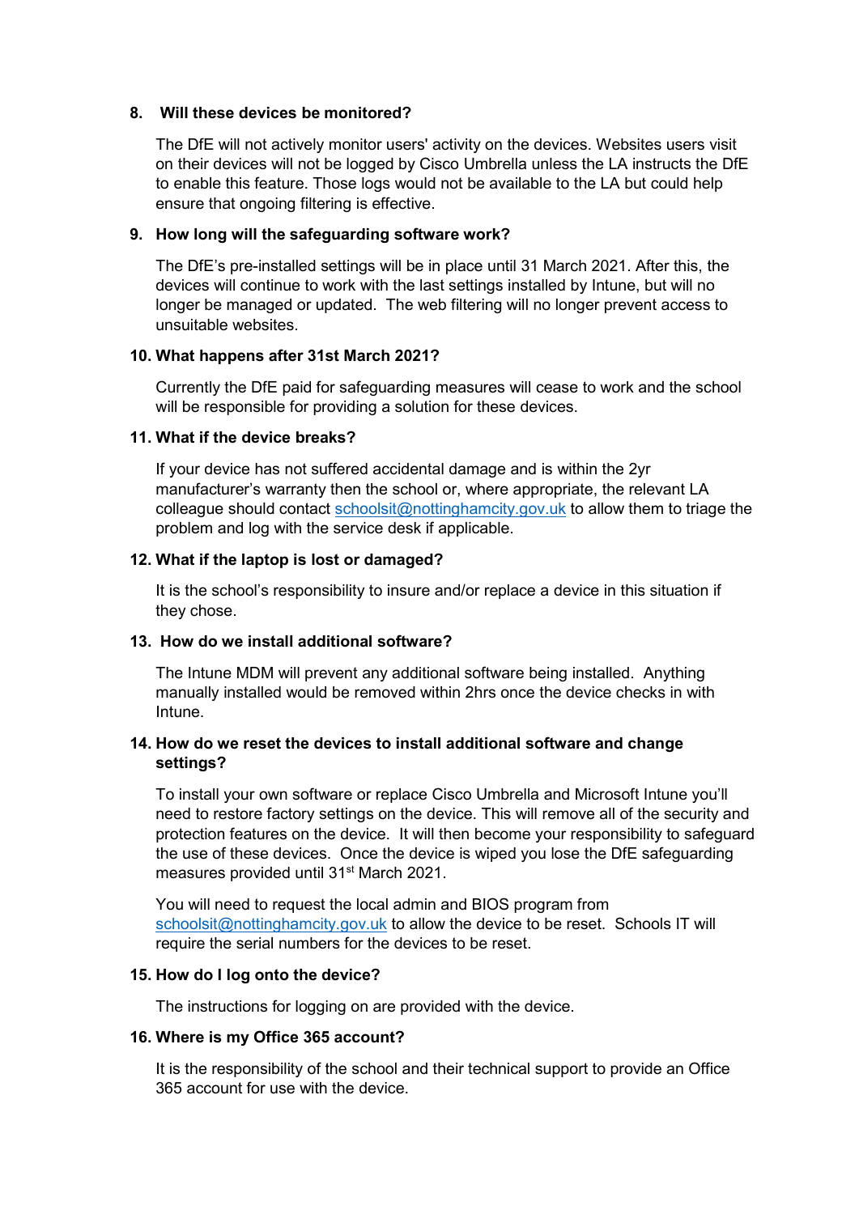**8. Will these devices be monitored?**

The DfE will not actively monitor users' activity on the devices. Websites users visit on their devices will not be logged by Cisco Umbrella unless the LA instructs the DfE to enable this feature. Those logs would not be available to the LA but could help ensure that ongoing filtering is effective.

**9. How long will the safeguarding software work?**

The DfE's pre-installed settings will be in place until 31 March 2021. After this, the devices will continue to work with the last settings installed by Intune, but will no longer be managed or updated. The web filtering will no longer prevent access to unsuitable websites.

**10. What happens after 31st March 2021?**

Currently the DfE paid for safeguarding measures will cease to work and the school will be responsible for providing a solution for these devices.

**11. What if the device breaks?**

If your device has not suffered accidental damage and is within the 2yr manufacturer's warranty then the school or, where appropriate, the relevant LA colleague should contact schoolsit@nottinghamcity.gov.uk to allow them to triage the problem and log with the service desk if applicable.

**12. What if the laptop is lost or damaged?**

It is the school's responsibility to insure and/or replace a device in this situation if they chose.

**13. How do we install additional software?**

The Intune MDM will prevent any additional software being installed. Anything manually installed would be removed within 2hrs once the device checks in with Intune.

**14. How do we reset the devices to install additional software and change settings?**

To install your own software or replace Cisco Umbrella and Microsoft Intune you'll need to restore factory settings on the device. This will remove all of the security and protection features on the device. It will then become your responsibility to safeguard the use of these devices. Once the device is wiped you lose the DfE safeguarding measures provided until 31st March 2021.

You will need to request the local admin and BIOS program from schoolsit@nottinghamcity.gov.uk to allow the device to be reset. Schools IT will require the serial numbers for the devices to be reset.

**15. How do I log onto the device?**

The instructions for logging on are provided with the device.

**16. Where is my Office 365 account?**

It is the responsibility of the school and their technical support to provide an Office 365 account for use with the device.